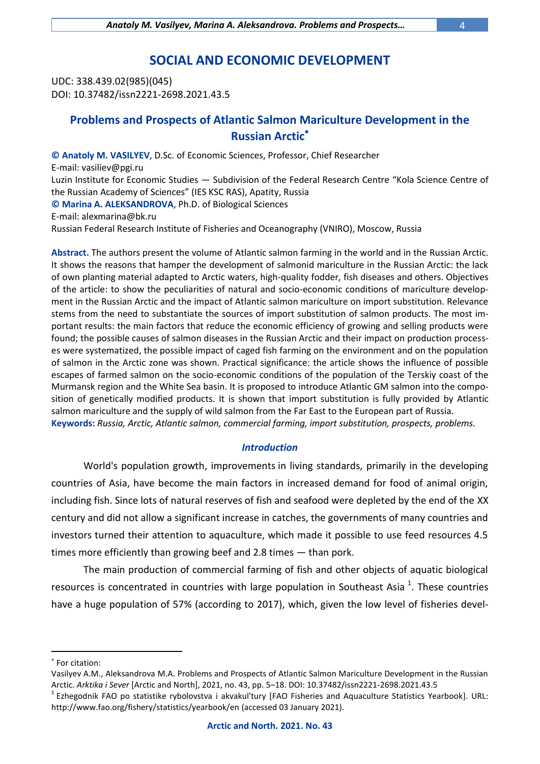# SOCIAL AND ECONOMIC DEVELOPMENT

UDC: 338.439.02(985)(045)
DOI: 10.37482/issn2221-2698.2021.43.5

## Problems and Prospects of Atlantic Salmon Mariculture Development in the Russian Arctic[*]

**© Anatoly M. VASILYEV**, D.Sc. of Economic Sciences, Professor, Chief Researcher
E-mail: vasiliev@pgi.ru
Luzin Institute for Economic Studies — Subdivision of the Federal Research Centre "Kola Science Centre of the Russian Academy of Sciences" (IES KSC RAS), Apatity, Russia
**© Marina A. ALEKSANDROVA**, Ph.D. of Biological Sciences
E-mail: alexmarina@bk.ru
Russian Federal Research Institute of Fisheries and Oceanography (VNIRO), Moscow, Russia

**Abstract.** The authors present the volume of Atlantic salmon farming in the world and in the Russian Arctic. It shows the reasons that hamper the development of salmonid mariculture in the Russian Arctic: the lack of own planting material adapted to Arctic waters, high-quality fodder, fish diseases and others. Objectives of the article: to show the peculiarities of natural and socio-economic conditions of mariculture development in the Russian Arctic and the impact of Atlantic salmon mariculture on import substitution. Relevance stems from the need to substantiate the sources of import substitution of salmon products. The most important results: the main factors that reduce the economic efficiency of growing and selling products were found; the possible causes of salmon diseases in the Russian Arctic and their impact on production processes were systematized, the possible impact of caged fish farming on the environment and on the population of salmon in the Arctic zone was shown. Practical significance: the article shows the influence of possible escapes of farmed salmon on the socio-economic conditions of the population of the Terskiy coast of the Murmansk region and the White Sea basin. It is proposed to introduce Atlantic GM salmon into the composition of genetically modified products. It is shown that import substitution is fully provided by Atlantic salmon mariculture and the supply of wild salmon from the Far East to the European part of Russia.
**Keywords:** *Russia, Arctic, Atlantic salmon, commercial farming, import substitution, prospects, problems.*

### *Introduction*

World's population growth, improvements in living standards, primarily in the developing countries of Asia, have become the main factors in increased demand for food of animal origin, including fish. Since lots of natural reserves of fish and seafood were depleted by the end of the XX century and did not allow a significant increase in catches, the governments of many countries and investors turned their attention to aquaculture, which made it possible to use feed resources 4.5 times more efficiently than growing beef and 2.8 times — than pork.

The main production of commercial farming of fish and other objects of aquatic biological resources is concentrated in countries with large population in Southeast Asia [1]. These countries have a huge population of 57% (according to 2017), which, given the low level of fisheries devel-

---

[*] For citation:
Vasilyev A.M., Aleksandrova M.A. Problems and Prospects of Atlantic Salmon Mariculture Development in the Russian Arctic. *Arktika i Sever* [Arctic and North], 2021, no. 43, pp. 5–18. DOI: 10.37482/issn2221-2698.2021.43.5

[1] Ezhegodnik FAO po statistike rybolovstva i akvakul'tury [FAO Fisheries and Aquaculture Statistics Yearbook]. URL: http://www.fao.org/fishery/statistics/yearbook/en (accessed 03 January 2021).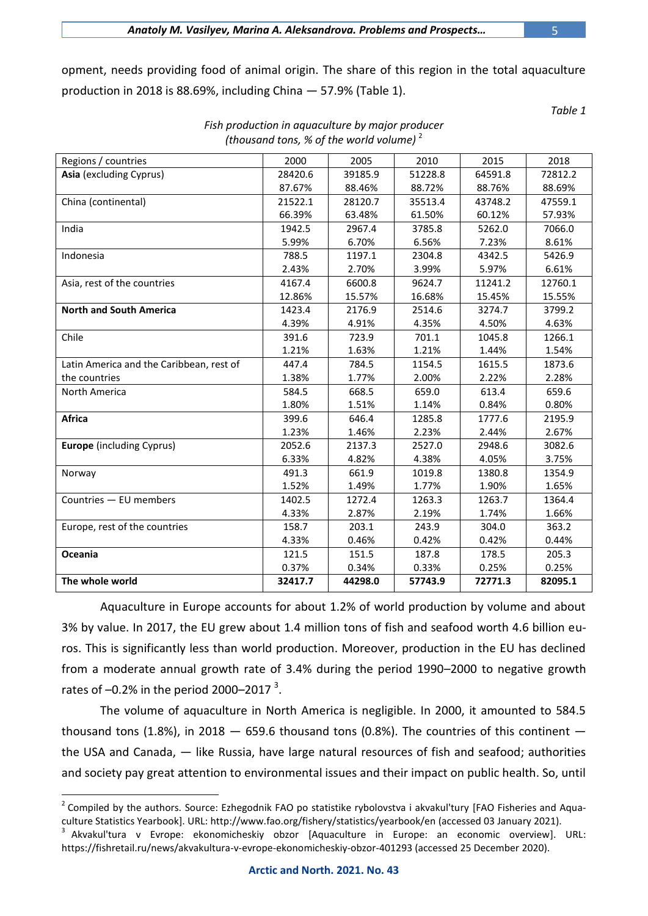opment, needs providing food of animal origin. The share of this region in the total aquaculture production in 2018 is 88.69%, including China — 57.9% (Table 1).

*Table 1*

*Fish production in aquaculture by major producer (thousand tons, % of the world volume)* [2]

| Regions / countries | 2000 | 2005 | 2010 | 2015 | 2018 |
|---|---|---|---|---|---|
| **Asia** (excluding Cyprus) | 28420.6<br>87.67% | 39185.9<br>88.46% | 51228.8<br>88.72% | 64591.8<br>88.76% | 72812.2<br>88.69% |
| China (continental) | 21522.1<br>66.39% | 28120.7<br>63.48% | 35513.4<br>61.50% | 43748.2<br>60.12% | 47559.1<br>57.93% |
| India | 1942.5<br>5.99% | 2967.4<br>6.70% | 3785.8<br>6.56% | 5262.0<br>7.23% | 7066.0<br>8.61% |
| Indonesia | 788.5<br>2.43% | 1197.1<br>2.70% | 2304.8<br>3.99% | 4342.5<br>5.97% | 5426.9<br>6.61% |
| Asia, rest of the countries | 4167.4<br>12.86% | 6600.8<br>15.57% | 9624.7<br>16.68% | 11241.2<br>15.45% | 12760.1<br>15.55% |
| **North and South America** | 1423.4<br>4.39% | 2176.9<br>4.91% | 2514.6<br>4.35% | 3274.7<br>4.50% | 3799.2<br>4.63% |
| Chile | 391.6<br>1.21% | 723.9<br>1.63% | 701.1<br>1.21% | 1045.8<br>1.44% | 1266.1<br>1.54% |
| Latin America and the Caribbean, rest of the countries | 447.4<br>1.38% | 784.5<br>1.77% | 1154.5<br>2.00% | 1615.5<br>2.22% | 1873.6<br>2.28% |
| North America | 584.5<br>1.80% | 668.5<br>1.51% | 659.0<br>1.14% | 613.4<br>0.84% | 659.6<br>0.80% |
| **Africa** | 399.6<br>1.23% | 646.4<br>1.46% | 1285.8<br>2.23% | 1777.6<br>2.44% | 2195.9<br>2.67% |
| **Europe** (including Cyprus) | 2052.6<br>6.33% | 2137.3<br>4.82% | 2527.0<br>4.38% | 2948.6<br>4.05% | 3082.6<br>3.75% |
| Norway | 491.3<br>1.52% | 661.9<br>1.49% | 1019.8<br>1.77% | 1380.8<br>1.90% | 1354.9<br>1.65% |
| Countries — EU members | 1402.5<br>4.33% | 1272.4<br>2.87% | 1263.3<br>2.19% | 1263.7<br>1.74% | 1364.4<br>1.66% |
| Europe, rest of the countries | 158.7<br>4.33% | 203.1<br>0.46% | 243.9<br>0.42% | 304.0<br>0.42% | 363.2<br>0.44% |
| **Oceania** | 121.5<br>0.37% | 151.5<br>0.34% | 187.8<br>0.33% | 178.5<br>0.25% | 205.3<br>0.25% |
| **The whole world** | **32417.7** | **44298.0** | **57743.9** | **72771.3** | **82095.1** |

Aquaculture in Europe accounts for about 1.2% of world production by volume and about 3% by value. In 2017, the EU grew about 1.4 million tons of fish and seafood worth 4.6 billion euros. This is significantly less than world production. Moreover, production in the EU has declined from a moderate annual growth rate of 3.4% during the period 1990–2000 to negative growth rates of –0.2% in the period 2000–2017 [3].

The volume of aquaculture in North America is negligible. In 2000, it amounted to 584.5 thousand tons (1.8%), in 2018 — 659.6 thousand tons (0.8%). The countries of this continent — the USA and Canada, — like Russia, have large natural resources of fish and seafood; authorities and society pay great attention to environmental issues and their impact on public health. So, until

---

[2] Compiled by the authors. Source: Ezhegodnik FAO po statistike rybolovstva i akvakul'tury [FAO Fisheries and Aquaculture Statistics Yearbook]. URL: http://www.fao.org/fishery/statistics/yearbook/en (accessed 03 January 2021).

[3] Akvakul'tura v Evrope: ekonomicheskiy obzor [Aquaculture in Europe: an economic overview]. URL: https://fishretail.ru/news/akvakultura-v-evrope-ekonomicheskiy-obzor-401293 (accessed 25 December 2020).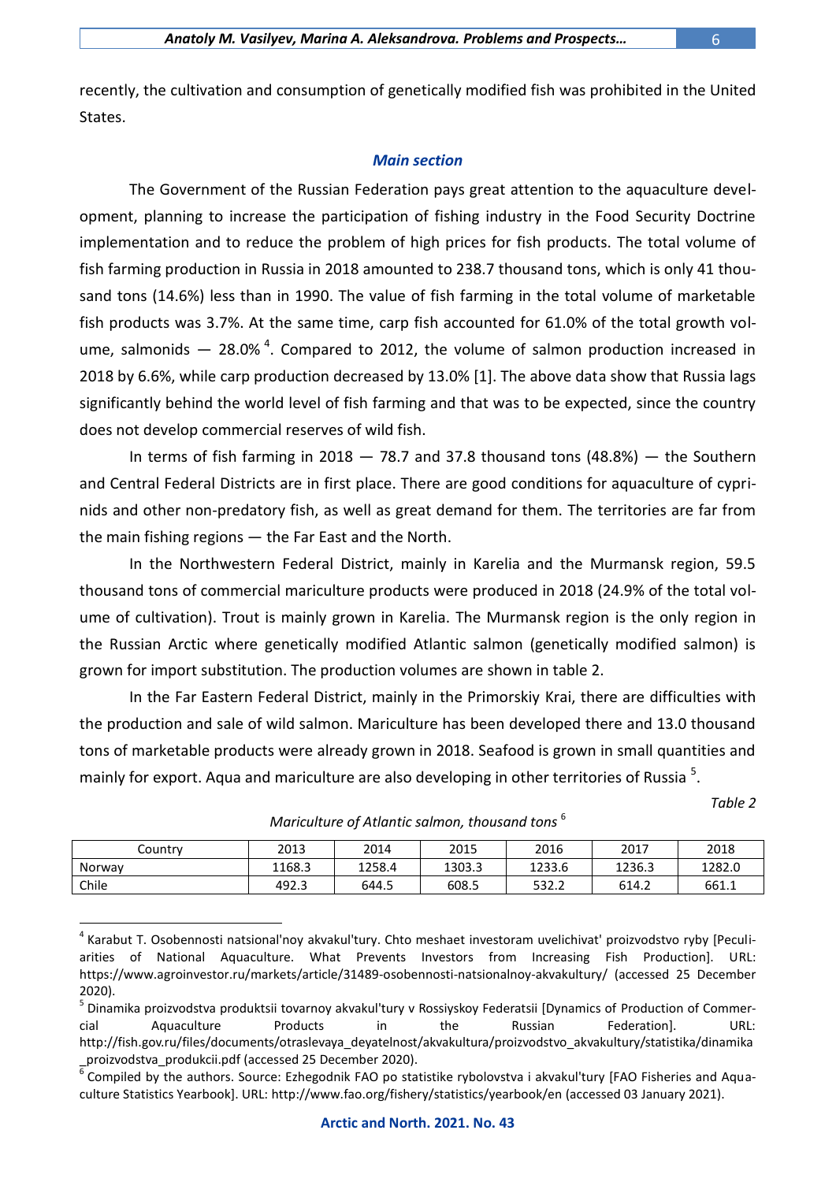recently, the cultivation and consumption of genetically modified fish was prohibited in the United States.

### *Main section*

The Government of the Russian Federation pays great attention to the aquaculture development, planning to increase the participation of fishing industry in the Food Security Doctrine implementation and to reduce the problem of high prices for fish products. The total volume of fish farming production in Russia in 2018 amounted to 238.7 thousand tons, which is only 41 thousand tons (14.6%) less than in 1990. The value of fish farming in the total volume of marketable fish products was 3.7%. At the same time, carp fish accounted for 61.0% of the total growth volume, salmonids — 28.0% [4]. Compared to 2012, the volume of salmon production increased in 2018 by 6.6%, while carp production decreased by 13.0% [1]. The above data show that Russia lags significantly behind the world level of fish farming and that was to be expected, since the country does not develop commercial reserves of wild fish.

In terms of fish farming in 2018 — 78.7 and 37.8 thousand tons (48.8%) — the Southern and Central Federal Districts are in first place. There are good conditions for aquaculture of cyprinids and other non-predatory fish, as well as great demand for them. The territories are far from the main fishing regions — the Far East and the North.

In the Northwestern Federal District, mainly in Karelia and the Murmansk region, 59.5 thousand tons of commercial mariculture products were produced in 2018 (24.9% of the total volume of cultivation). Trout is mainly grown in Karelia. The Murmansk region is the only region in the Russian Arctic where genetically modified Atlantic salmon (genetically modified salmon) is grown for import substitution. The production volumes are shown in table 2.

In the Far Eastern Federal District, mainly in the Primorskiy Krai, there are difficulties with the production and sale of wild salmon. Mariculture has been developed there and 13.0 thousand tons of marketable products were already grown in 2018. Seafood is grown in small quantities and mainly for export. Aqua and mariculture are also developing in other territories of Russia [5].

*Table 2*

*Mariculture of Atlantic salmon, thousand tons* [6]

| Country | 2013 | 2014 | 2015 | 2016 | 2017 | 2018 |
|---|---|---|---|---|---|---|
| Norway | 1168.3 | 1258.4 | 1303.3 | 1233.6 | 1236.3 | 1282.0 |
| Chile | 492.3 | 644.5 | 608.5 | 532.2 | 614.2 | 661.1 |

---

[4] Karabut T. Osobennosti natsional'noy akvakul'tury. Chto meshaet investoram uvelichivat' proizvodstvo ryby [Peculiarities of National Aquaculture. What Prevents Investors from Increasing Fish Production]. URL: https://www.agroinvestor.ru/markets/article/31489-osobennosti-natsionalnoy-akvakultury/ (accessed 25 December 2020).

[5] Dinamika proizvodstva produktsii tovarnoy akvakul'tury v Rossiyskoy Federatsii [Dynamics of Production of Commercial Aquaculture Products in the Russian Federation]. URL: http://fish.gov.ru/files/documents/otraslevaya_deyatelnost/akvakultura/proizvodstvo_akvakultury/statistika/dinamika_proizvodstva_produkcii.pdf (accessed 25 December 2020).

[6] Compiled by the authors. Source: Ezhegodnik FAO po statistike rybolovstva i akvakul'tury [FAO Fisheries and Aquaculture Statistics Yearbook]. URL: http://www.fao.org/fishery/statistics/yearbook/en (accessed 03 January 2021).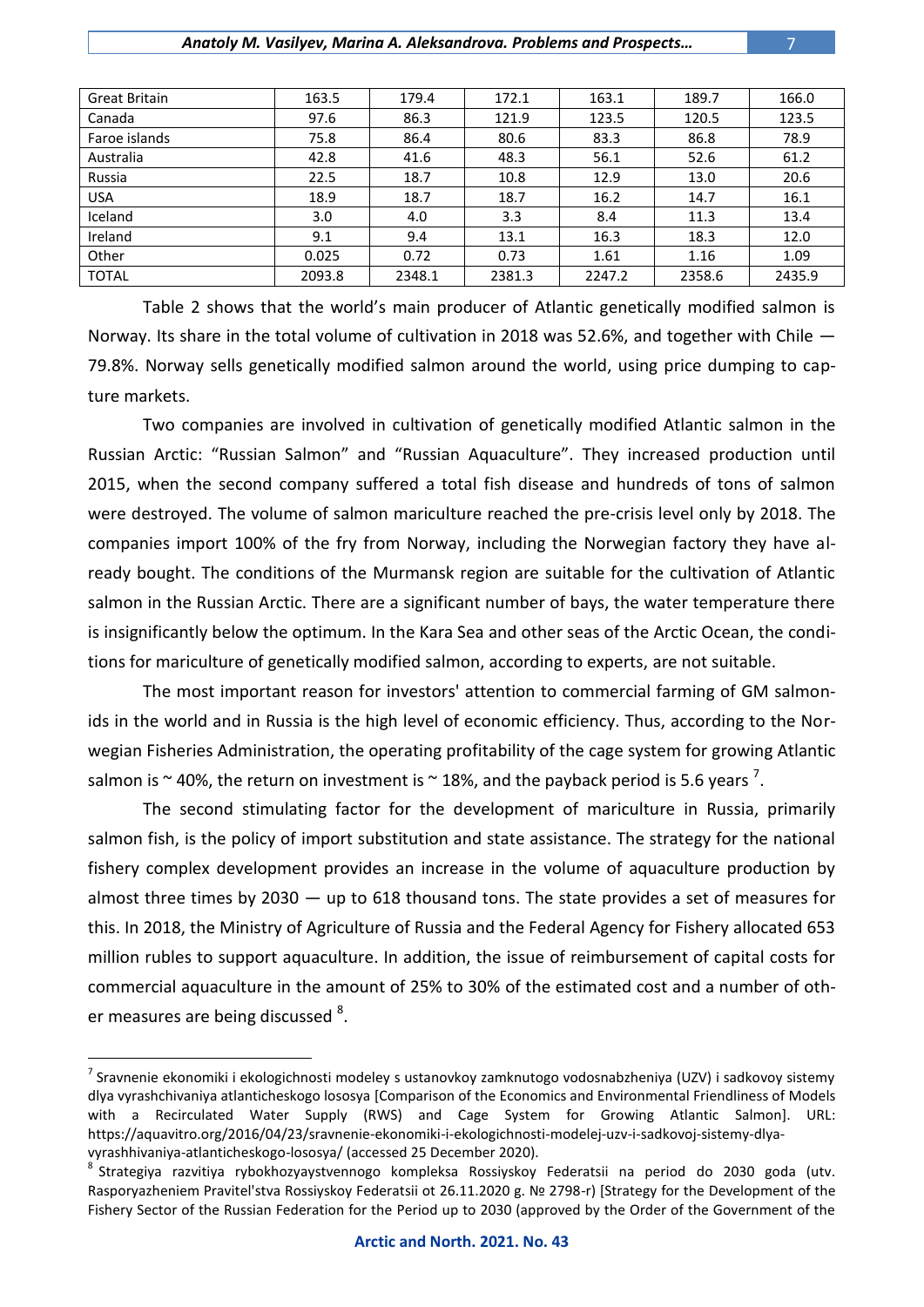| Great Britain | 163.5 | 179.4 | 172.1 | 163.1 | 189.7 | 166.0 |
|---|---|---|---|---|---|---|
| Canada | 97.6 | 86.3 | 121.9 | 123.5 | 120.5 | 123.5 |
| Faroe islands | 75.8 | 86.4 | 80.6 | 83.3 | 86.8 | 78.9 |
| Australia | 42.8 | 41.6 | 48.3 | 56.1 | 52.6 | 61.2 |
| Russia | 22.5 | 18.7 | 10.8 | 12.9 | 13.0 | 20.6 |
| USA | 18.9 | 18.7 | 18.7 | 16.2 | 14.7 | 16.1 |
| Iceland | 3.0 | 4.0 | 3.3 | 8.4 | 11.3 | 13.4 |
| Ireland | 9.1 | 9.4 | 13.1 | 16.3 | 18.3 | 12.0 |
| Other | 0.025 | 0.72 | 0.73 | 1.61 | 1.16 | 1.09 |
| TOTAL | 2093.8 | 2348.1 | 2381.3 | 2247.2 | 2358.6 | 2435.9 |

Table 2 shows that the world's main producer of Atlantic genetically modified salmon is Norway. Its share in the total volume of cultivation in 2018 was 52.6%, and together with Chile — 79.8%. Norway sells genetically modified salmon around the world, using price dumping to capture markets.

Two companies are involved in cultivation of genetically modified Atlantic salmon in the Russian Arctic: "Russian Salmon" and "Russian Aquaculture". They increased production until 2015, when the second company suffered a total fish disease and hundreds of tons of salmon were destroyed. The volume of salmon mariculture reached the pre-crisis level only by 2018. The companies import 100% of the fry from Norway, including the Norwegian factory they have already bought. The conditions of the Murmansk region are suitable for the cultivation of Atlantic salmon in the Russian Arctic. There are a significant number of bays, the water temperature there is insignificantly below the optimum. In the Kara Sea and other seas of the Arctic Ocean, the conditions for mariculture of genetically modified salmon, according to experts, are not suitable.

The most important reason for investors' attention to commercial farming of GM salmonids in the world and in Russia is the high level of economic efficiency. Thus, according to the Norwegian Fisheries Administration, the operating profitability of the cage system for growing Atlantic salmon is ~ 40%, the return on investment is ~ 18%, and the payback period is 5.6 years [7].

The second stimulating factor for the development of mariculture in Russia, primarily salmon fish, is the policy of import substitution and state assistance. The strategy for the national fishery complex development provides an increase in the volume of aquaculture production by almost three times by 2030 — up to 618 thousand tons. The state provides a set of measures for this. In 2018, the Ministry of Agriculture of Russia and the Federal Agency for Fishery allocated 653 million rubles to support aquaculture. In addition, the issue of reimbursement of capital costs for commercial aquaculture in the amount of 25% to 30% of the estimated cost and a number of other measures are being discussed [8].

---

[7] Sravnenie ekonomiki i ekologichnosti modeley s ustanovkoy zamknutogo vodosnabzheniya (UZV) i sadkovoy sistemy dlya vyrashchivaniya atlanticheskogo lososya [Comparison of the Economics and Environmental Friendliness of Models with a Recirculated Water Supply (RWS) and Cage System for Growing Atlantic Salmon]. URL: https://aquavitro.org/2016/04/23/sravnenie-ekonomiki-i-ekologichnosti-modelej-uzv-i-sadkovoj-sistemy-dlya-vyrashhivaniya-atlanticheskogo-lososya/ (accessed 25 December 2020).

[8] Strategiya razvitiya rybokhozyaystvennogo kompleksa Rossiyskoy Federatsii na period do 2030 goda (utv. Rasporyazheniem Pravitel'stva Rossiyskoy Federatsii ot 26.11.2020 g. № 2798-r) [Strategy for the Development of the Fishery Sector of the Russian Federation for the Period up to 2030 (approved by the Order of the Government of the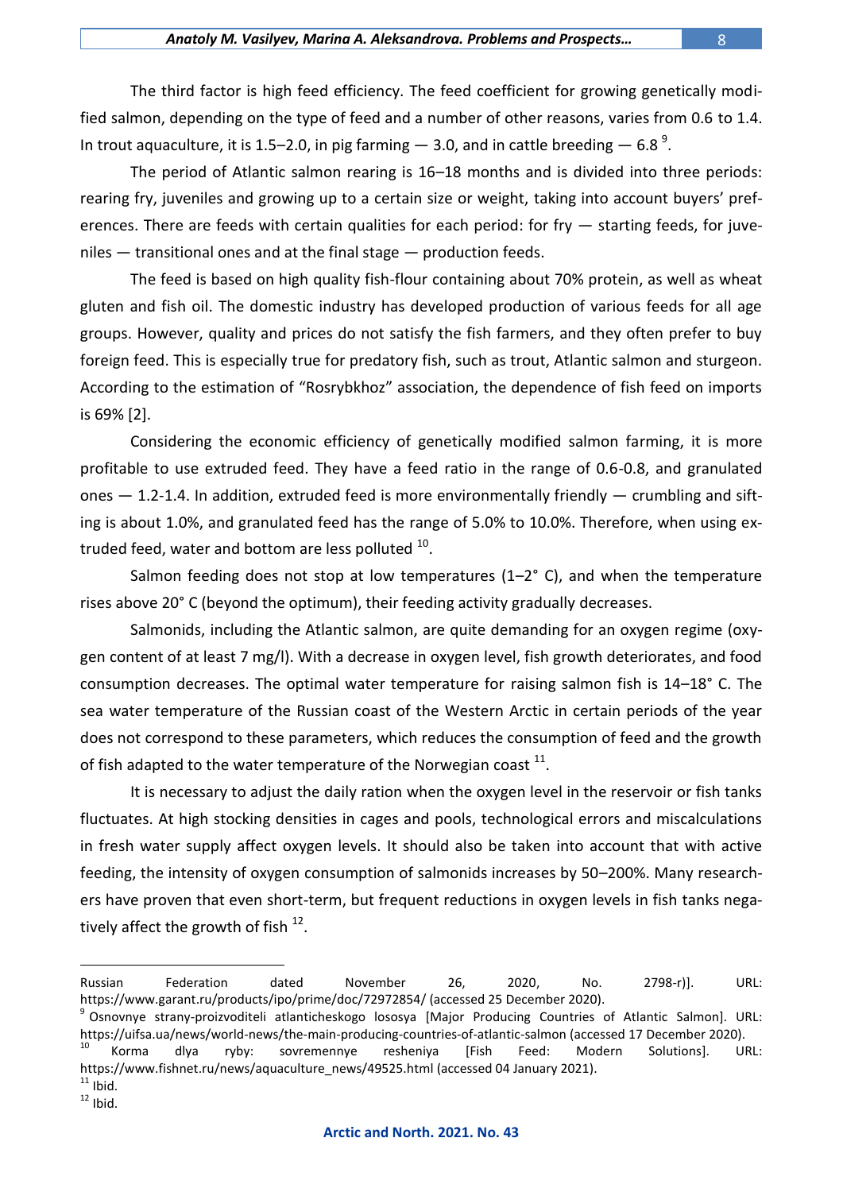The third factor is high feed efficiency. The feed coefficient for growing genetically modified salmon, depending on the type of feed and a number of other reasons, varies from 0.6 to 1.4. In trout aquaculture, it is 1.5–2.0, in pig farming — 3.0, and in cattle breeding — 6.8 [9].

The period of Atlantic salmon rearing is 16–18 months and is divided into three periods: rearing fry, juveniles and growing up to a certain size or weight, taking into account buyers' preferences. There are feeds with certain qualities for each period: for fry — starting feeds, for juveniles — transitional ones and at the final stage — production feeds.

The feed is based on high quality fish-flour containing about 70% protein, as well as wheat gluten and fish oil. The domestic industry has developed production of various feeds for all age groups. However, quality and prices do not satisfy the fish farmers, and they often prefer to buy foreign feed. This is especially true for predatory fish, such as trout, Atlantic salmon and sturgeon. According to the estimation of "Rosrybkhoz" association, the dependence of fish feed on imports is 69% [2].

Considering the economic efficiency of genetically modified salmon farming, it is more profitable to use extruded feed. They have a feed ratio in the range of 0.6-0.8, and granulated ones — 1.2-1.4. In addition, extruded feed is more environmentally friendly — crumbling and sifting is about 1.0%, and granulated feed has the range of 5.0% to 10.0%. Therefore, when using extruded feed, water and bottom are less polluted [10].

Salmon feeding does not stop at low temperatures (1–2° C), and when the temperature rises above 20° C (beyond the optimum), their feeding activity gradually decreases.

Salmonids, including the Atlantic salmon, are quite demanding for an oxygen regime (oxygen content of at least 7 mg/l). With a decrease in oxygen level, fish growth deteriorates, and food consumption decreases. The optimal water temperature for raising salmon fish is 14–18° C. The sea water temperature of the Russian coast of the Western Arctic in certain periods of the year does not correspond to these parameters, which reduces the consumption of feed and the growth of fish adapted to the water temperature of the Norwegian coast [11].

It is necessary to adjust the daily ration when the oxygen level in the reservoir or fish tanks fluctuates. At high stocking densities in cages and pools, technological errors and miscalculations in fresh water supply affect oxygen levels. It should also be taken into account that with active feeding, the intensity of oxygen consumption of salmonids increases by 50–200%. Many researchers have proven that even short-term, but frequent reductions in oxygen levels in fish tanks negatively affect the growth of fish [12].

---

Russian Federation dated November 26, 2020, No. 2798-r)]. URL: https://www.garant.ru/products/ipo/prime/doc/72972854/ (accessed 25 December 2020).

[9] Osnovnye strany-proizvoditeli atlanticheskogo lososya [Major Producing Countries of Atlantic Salmon]. URL: https://uifsa.ua/news/world-news/the-main-producing-countries-of-atlantic-salmon (accessed 17 December 2020).

[10] Korma dlya ryby: sovremennye resheniya [Fish Feed: Modern Solutions]. URL: https://www.fishnet.ru/news/aquaculture_news/49525.html (accessed 04 January 2021).

[11] Ibid.

[12] Ibid.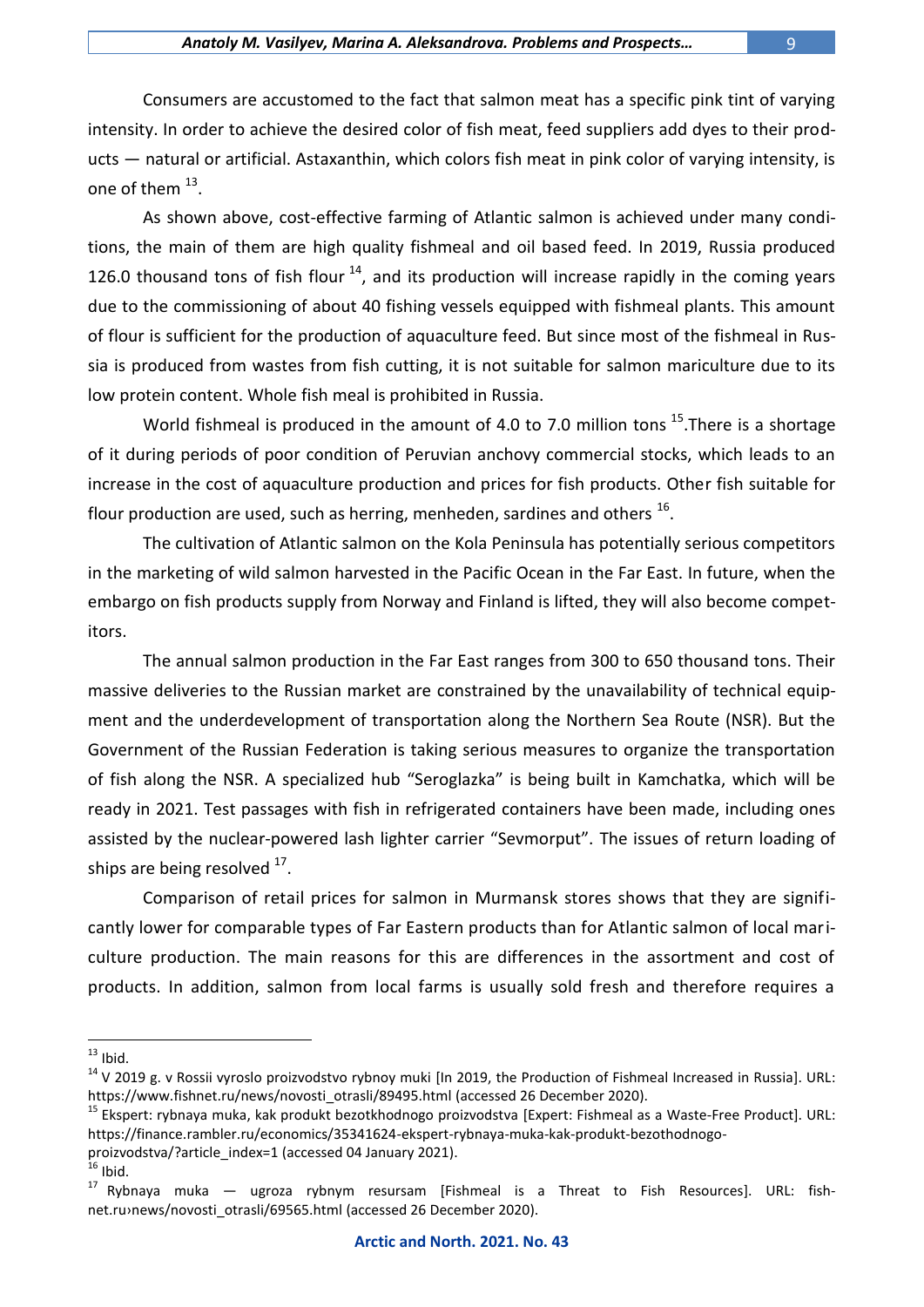Consumers are accustomed to the fact that salmon meat has a specific pink tint of varying intensity. In order to achieve the desired color of fish meat, feed suppliers add dyes to their products — natural or artificial. Astaxanthin, which colors fish meat in pink color of varying intensity, is one of them [13].

As shown above, cost-effective farming of Atlantic salmon is achieved under many conditions, the main of them are high quality fishmeal and oil based feed. In 2019, Russia produced 126.0 thousand tons of fish flour [14], and its production will increase rapidly in the coming years due to the commissioning of about 40 fishing vessels equipped with fishmeal plants. This amount of flour is sufficient for the production of aquaculture feed. But since most of the fishmeal in Russia is produced from wastes from fish cutting, it is not suitable for salmon mariculture due to its low protein content. Whole fish meal is prohibited in Russia.

World fishmeal is produced in the amount of 4.0 to 7.0 million tons [15].There is a shortage of it during periods of poor condition of Peruvian anchovy commercial stocks, which leads to an increase in the cost of aquaculture production and prices for fish products. Other fish suitable for flour production are used, such as herring, menheden, sardines and others [16].

The cultivation of Atlantic salmon on the Kola Peninsula has potentially serious competitors in the marketing of wild salmon harvested in the Pacific Ocean in the Far East. In future, when the embargo on fish products supply from Norway and Finland is lifted, they will also become competitors.

The annual salmon production in the Far East ranges from 300 to 650 thousand tons. Their massive deliveries to the Russian market are constrained by the unavailability of technical equipment and the underdevelopment of transportation along the Northern Sea Route (NSR). But the Government of the Russian Federation is taking serious measures to organize the transportation of fish along the NSR. A specialized hub "Seroglazka" is being built in Kamchatka, which will be ready in 2021. Test passages with fish in refrigerated containers have been made, including ones assisted by the nuclear-powered lash lighter carrier "Sevmorput". The issues of return loading of ships are being resolved [17].

Comparison of retail prices for salmon in Murmansk stores shows that they are significantly lower for comparable types of Far Eastern products than for Atlantic salmon of local mariculture production. The main reasons for this are differences in the assortment and cost of products. In addition, salmon from local farms is usually sold fresh and therefore requires a

---

[13] Ibid.

[14] V 2019 g. v Rossii vyroslo proizvodstvo rybnoy muki [In 2019, the Production of Fishmeal Increased in Russia]. URL: https://www.fishnet.ru/news/novosti_otrasli/89495.html (accessed 26 December 2020).

[15] Ekspert: rybnaya muka, kak produkt bezotkhodnogo proizvodstva [Expert: Fishmeal as a Waste-Free Product]. URL: https://finance.rambler.ru/economics/35341624-ekspert-rybnaya-muka-kak-produkt-bezothodnogo-proizvodstva/?article_index=1 (accessed 04 January 2021).

[16] Ibid.

[17] Rybnaya muka — ugroza rybnym resursam [Fishmeal is a Threat to Fish Resources]. URL: fishnet.ru›news/novosti_otrasli/69565.html (accessed 26 December 2020).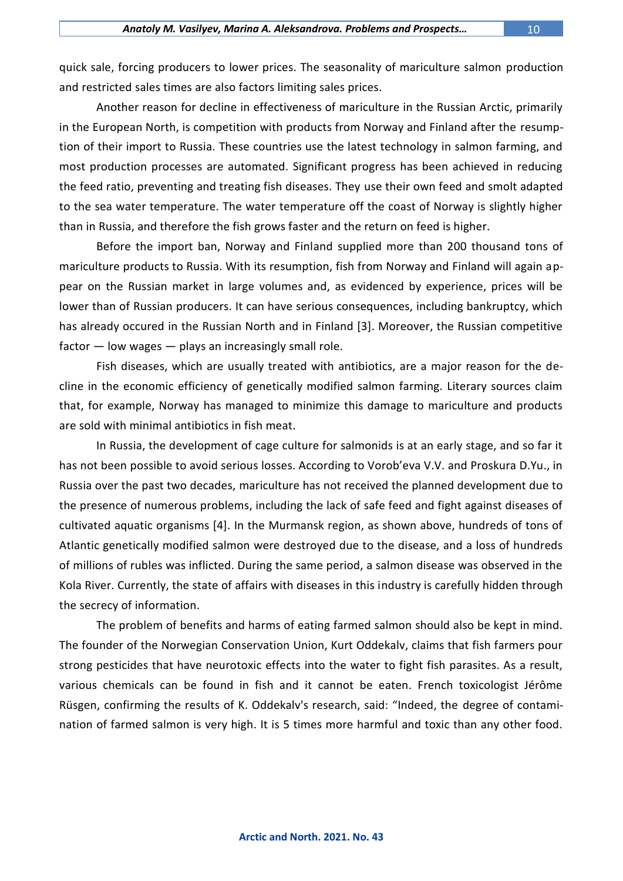quick sale, forcing producers to lower prices. The seasonality of mariculture salmon production and restricted sales times are also factors limiting sales prices.

Another reason for decline in effectiveness of mariculture in the Russian Arctic, primarily in the European North, is competition with products from Norway and Finland after the resumption of their import to Russia. These countries use the latest technology in salmon farming, and most production processes are automated. Significant progress has been achieved in reducing the feed ratio, preventing and treating fish diseases. They use their own feed and smolt adapted to the sea water temperature. The water temperature off the coast of Norway is slightly higher than in Russia, and therefore the fish grows faster and the return on feed is higher.

Before the import ban, Norway and Finland supplied more than 200 thousand tons of mariculture products to Russia. With its resumption, fish from Norway and Finland will again appear on the Russian market in large volumes and, as evidenced by experience, prices will be lower than of Russian producers. It can have serious consequences, including bankruptcy, which has already occured in the Russian North and in Finland [3]. Moreover, the Russian competitive factor — low wages — plays an increasingly small role.

Fish diseases, which are usually treated with antibiotics, are a major reason for the decline in the economic efficiency of genetically modified salmon farming. Literary sources claim that, for example, Norway has managed to minimize this damage to mariculture and products are sold with minimal antibiotics in fish meat.

In Russia, the development of cage culture for salmonids is at an early stage, and so far it has not been possible to avoid serious losses. According to Vorob'eva V.V. and Proskura D.Yu., in Russia over the past two decades, mariculture has not received the planned development due to the presence of numerous problems, including the lack of safe feed and fight against diseases of cultivated aquatic organisms [4]. In the Murmansk region, as shown above, hundreds of tons of Atlantic genetically modified salmon were destroyed due to the disease, and a loss of hundreds of millions of rubles was inflicted. During the same period, a salmon disease was observed in the Kola River. Currently, the state of affairs with diseases in this industry is carefully hidden through the secrecy of information.

The problem of benefits and harms of eating farmed salmon should also be kept in mind. The founder of the Norwegian Conservation Union, Kurt Oddekalv, claims that fish farmers pour strong pesticides that have neurotoxic effects into the water to fight fish parasites. As a result, various chemicals can be found in fish and it cannot be eaten. French toxicologist Jérôme Rüsgen, confirming the results of K. Oddekalv's research, said: "Indeed, the degree of contamination of farmed salmon is very high. It is 5 times more harmful and toxic than any other food.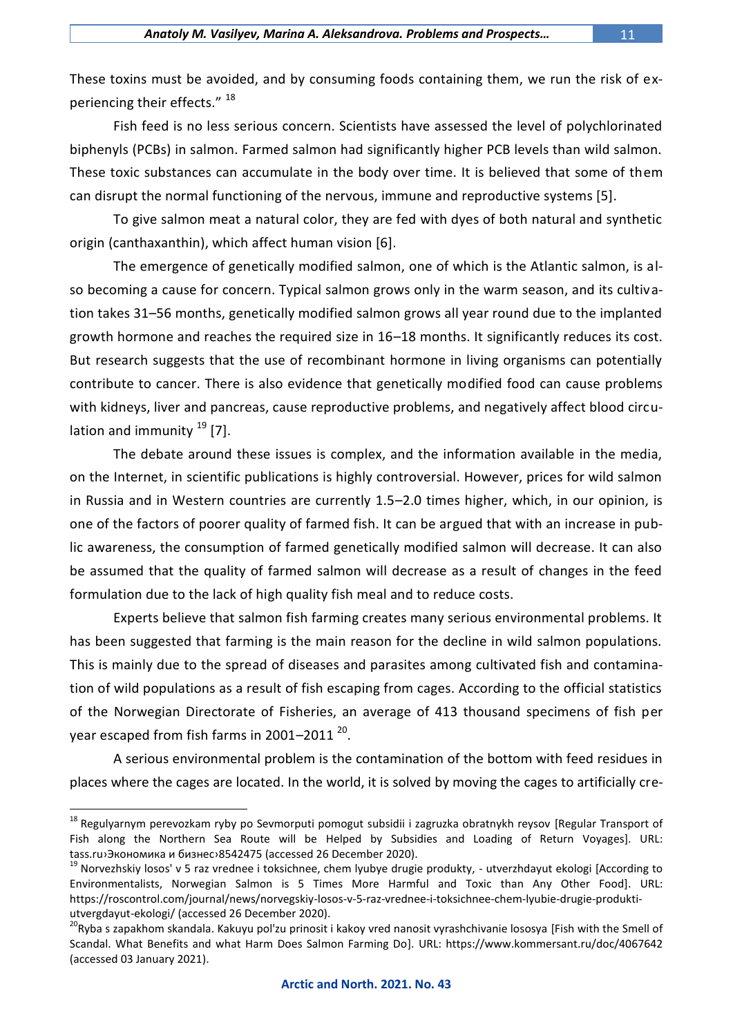These toxins must be avoided, and by consuming foods containing them, we run the risk of experiencing their effects." [18]

Fish feed is no less serious concern. Scientists have assessed the level of polychlorinated biphenyls (PCBs) in salmon. Farmed salmon had significantly higher PCB levels than wild salmon. These toxic substances can accumulate in the body over time. It is believed that some of them can disrupt the normal functioning of the nervous, immune and reproductive systems [5].

To give salmon meat a natural color, they are fed with dyes of both natural and synthetic origin (canthaxanthin), which affect human vision [6].

The emergence of genetically modified salmon, one of which is the Atlantic salmon, is also becoming a cause for concern. Typical salmon grows only in the warm season, and its cultivation takes 31–56 months, genetically modified salmon grows all year round due to the implanted growth hormone and reaches the required size in 16–18 months. It significantly reduces its cost. But research suggests that the use of recombinant hormone in living organisms can potentially contribute to cancer. There is also evidence that genetically modified food can cause problems with kidneys, liver and pancreas, cause reproductive problems, and negatively affect blood circulation and immunity [19] [7].

The debate around these issues is complex, and the information available in the media, on the Internet, in scientific publications is highly controversial. However, prices for wild salmon in Russia and in Western countries are currently 1.5–2.0 times higher, which, in our opinion, is one of the factors of poorer quality of farmed fish. It can be argued that with an increase in public awareness, the consumption of farmed genetically modified salmon will decrease. It can also be assumed that the quality of farmed salmon will decrease as a result of changes in the feed formulation due to the lack of high quality fish meal and to reduce costs.

Experts believe that salmon fish farming creates many serious environmental problems. It has been suggested that farming is the main reason for the decline in wild salmon populations. This is mainly due to the spread of diseases and parasites among cultivated fish and contamination of wild populations as a result of fish escaping from cages. According to the official statistics of the Norwegian Directorate of Fisheries, an average of 413 thousand specimens of fish per year escaped from fish farms in 2001–2011 [20].

A serious environmental problem is the contamination of the bottom with feed residues in places where the cages are located. In the world, it is solved by moving the cages to artificially cre-

---

[18] Regulyarnym perevozkam ryby po Sevmorputi pomogut subsidii i zagruzka obratnykh reysov [Regular Transport of Fish along the Northern Sea Route will be Helped by Subsidies and Loading of Return Voyages]. URL: tass.ru›Экономика и бизнес›8542475 (accessed 26 December 2020).

[19] Norvezhskiy losos' v 5 raz vrednee i toksichnee, chem lyubye drugie produkty, - utverzhdayut ekologi [According to Environmentalists, Norwegian Salmon is 5 Times More Harmful and Toxic than Any Other Food]. URL: https://roscontrol.com/journal/news/norvegskiy-losos-v-5-raz-vrednee-i-toksichnee-chem-lyubie-drugie-produkti-utvergdayut-ekologi/ (accessed 26 December 2020).

[20] Ryba s zapakhom skandala. Kakuyu pol'zu prinosit i kakoy vred nanosit vyrashchivanie lososya [Fish with the Smell of Scandal. What Benefits and what Harm Does Salmon Farming Do]. URL: https://www.kommersant.ru/doc/4067642 (accessed 03 January 2021).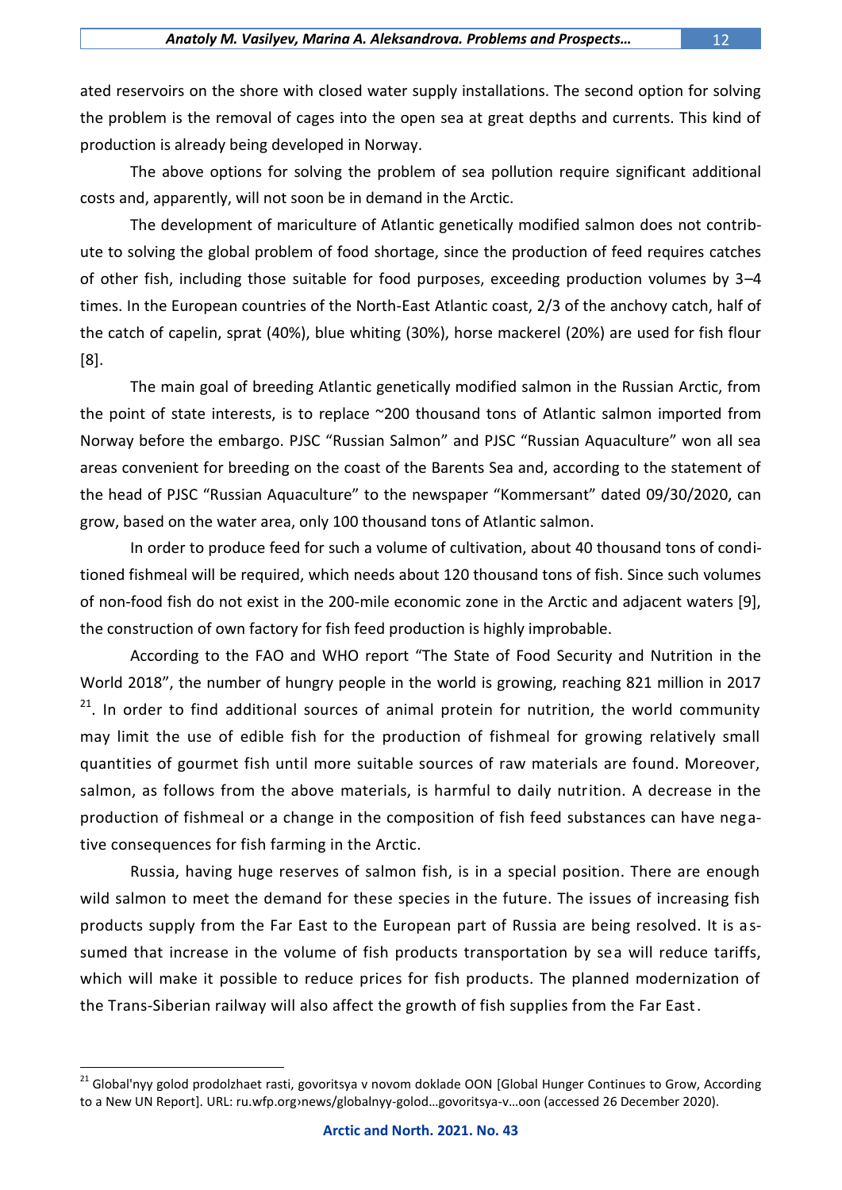ated reservoirs on the shore with closed water supply installations. The second option for solving the problem is the removal of cages into the open sea at great depths and currents. This kind of production is already being developed in Norway.

The above options for solving the problem of sea pollution require significant additional costs and, apparently, will not soon be in demand in the Arctic.

The development of mariculture of Atlantic genetically modified salmon does not contribute to solving the global problem of food shortage, since the production of feed requires catches of other fish, including those suitable for food purposes, exceeding production volumes by 3–4 times. In the European countries of the North-East Atlantic coast, 2/3 of the anchovy catch, half of the catch of capelin, sprat (40%), blue whiting (30%), horse mackerel (20%) are used for fish flour [8].

The main goal of breeding Atlantic genetically modified salmon in the Russian Arctic, from the point of state interests, is to replace ~200 thousand tons of Atlantic salmon imported from Norway before the embargo. PJSC "Russian Salmon" and PJSC "Russian Aquaculture" won all sea areas convenient for breeding on the coast of the Barents Sea and, according to the statement of the head of PJSC "Russian Aquaculture" to the newspaper "Kommersant" dated 09/30/2020, can grow, based on the water area, only 100 thousand tons of Atlantic salmon.

In order to produce feed for such a volume of cultivation, about 40 thousand tons of conditioned fishmeal will be required, which needs about 120 thousand tons of fish. Since such volumes of non-food fish do not exist in the 200-mile economic zone in the Arctic and adjacent waters [9], the construction of own factory for fish feed production is highly improbable.

According to the FAO and WHO report "The State of Food Security and Nutrition in the World 2018", the number of hungry people in the world is growing, reaching 821 million in 2017 [21]. In order to find additional sources of animal protein for nutrition, the world community may limit the use of edible fish for the production of fishmeal for growing relatively small quantities of gourmet fish until more suitable sources of raw materials are found. Moreover, salmon, as follows from the above materials, is harmful to daily nutrition. A decrease in the production of fishmeal or a change in the composition of fish feed substances can have negative consequences for fish farming in the Arctic.

Russia, having huge reserves of salmon fish, is in a special position. There are enough wild salmon to meet the demand for these species in the future. The issues of increasing fish products supply from the Far East to the European part of Russia are being resolved. It is assumed that increase in the volume of fish products transportation by sea will reduce tariffs, which will make it possible to reduce prices for fish products. The planned modernization of the Trans-Siberian railway will also affect the growth of fish supplies from the Far East.

---

[21] Global'nyy golod prodolzhaet rasti, govoritsya v novom doklade OON [Global Hunger Continues to Grow, According to a New UN Report]. URL: ru.wfp.org›news/globalnyy-golod…govoritsya-v…oon (accessed 26 December 2020).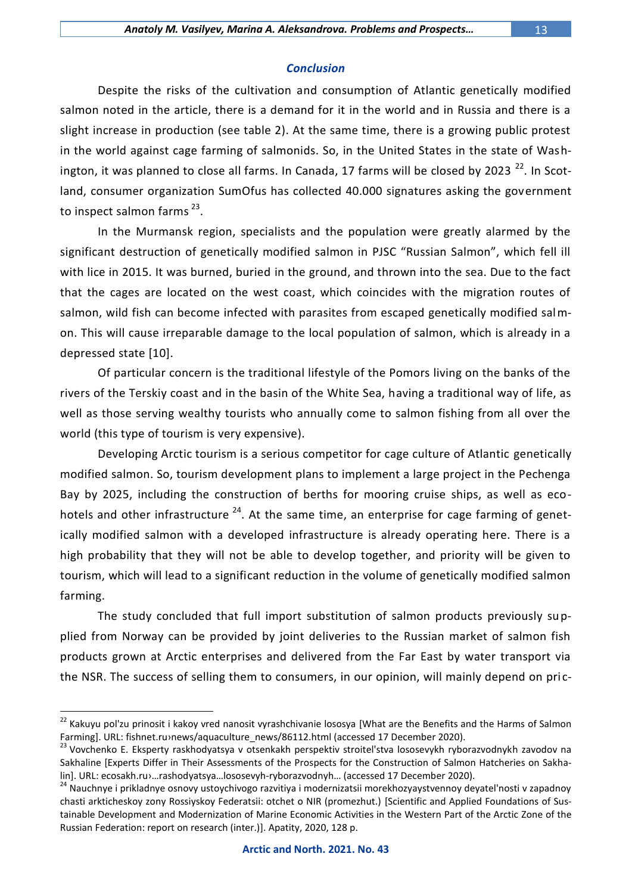## Conclusion

Despite the risks of the cultivation and consumption of Atlantic genetically modified salmon noted in the article, there is a demand for it in the world and in Russia and there is a slight increase in production (see table 2). At the same time, there is a growing public protest in the world against cage farming of salmonids. So, in the United States in the state of Washington, it was planned to close all farms. In Canada, 17 farms will be closed by 2023 [22]. In Scotland, consumer organization SumOfus has collected 40.000 signatures asking the government to inspect salmon farms [23].

In the Murmansk region, specialists and the population were greatly alarmed by the significant destruction of genetically modified salmon in PJSC "Russian Salmon", which fell ill with lice in 2015. It was burned, buried in the ground, and thrown into the sea. Due to the fact that the cages are located on the west coast, which coincides with the migration routes of salmon, wild fish can become infected with parasites from escaped genetically modified salmon. This will cause irreparable damage to the local population of salmon, which is already in a depressed state [10].

Of particular concern is the traditional lifestyle of the Pomors living on the banks of the rivers of the Terskiy coast and in the basin of the White Sea, having a traditional way of life, as well as those serving wealthy tourists who annually come to salmon fishing from all over the world (this type of tourism is very expensive).

Developing Arctic tourism is a serious competitor for cage culture of Atlantic genetically modified salmon. So, tourism development plans to implement a large project in the Pechenga Bay by 2025, including the construction of berths for mooring cruise ships, as well as eco-hotels and other infrastructure [24]. At the same time, an enterprise for cage farming of genetically modified salmon with a developed infrastructure is already operating here. There is a high probability that they will not be able to develop together, and priority will be given to tourism, which will lead to a significant reduction in the volume of genetically modified salmon farming.

The study concluded that full import substitution of salmon products previously supplied from Norway can be provided by joint deliveries to the Russian market of salmon fish products grown at Arctic enterprises and delivered from the Far East by water transport via the NSR. The success of selling them to consumers, in our opinion, will mainly depend on pric-

---

[22] Kakuyu pol'zu prinosit i kakoy vred nanosit vyrashchivanie lososya [What are the Benefits and the Harms of Salmon Farming]. URL: fishnet.ru›news/aquaculture_news/86112.html (accessed 17 December 2020).

[23] Vovchenko E. Eksperty raskhodyatsya v otsenkakh perspektiv stroitel'stva lososevykh ryborazvodnykh zavodov na Sakhaline [Experts Differ in Their Assessments of the Prospects for the Construction of Salmon Hatcheries on Sakhalin]. URL: ecosakh.ru›…rashodyatsya…lososevyh-ryborazvodnyh… (accessed 17 December 2020).

[24] Nauchnye i prikladnye osnovy ustoychivogo razvitiya i modernizatsii morekhozyaystvennoy deyatel'nosti v zapadnoy chasti arkticheskoy zony Rossiyskoy Federatsii: otchet o NIR (promezhut.) [Scientific and Applied Foundations of Sustainable Development and Modernization of Marine Economic Activities in the Western Part of the Arctic Zone of the Russian Federation: report on research (inter.)]. Apatity, 2020, 128 p.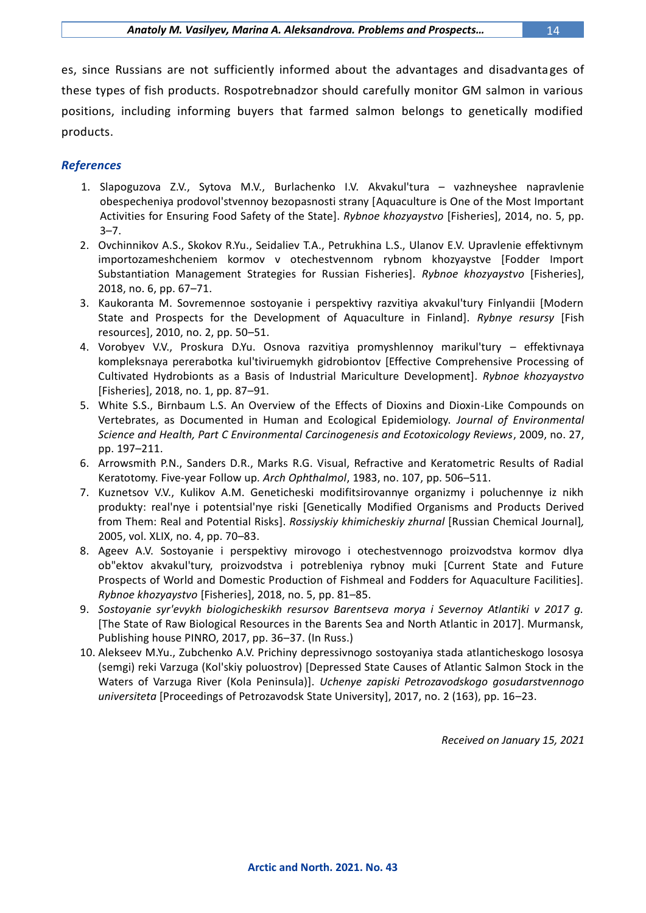es, since Russians are not sufficiently informed about the advantages and disadvantages of these types of fish products. Rospotrebnadzor should carefully monitor GM salmon in various positions, including informing buyers that farmed salmon belongs to genetically modified products.

## *References*

1. Slapoguzova Z.V., Sytova M.V., Burlachenko I.V. Akvakul'tura – vazhneyshee napravlenie obespecheniya prodovol'stvennoy bezopasnosti strany [Aquaculture is One of the Most Important Activities for Ensuring Food Safety of the State]. *Rybnoe khozyaystvo* [Fisheries], 2014, no. 5, pp. 3–7.
2. Ovchinnikov A.S., Skokov R.Yu., Seidaliev T.A., Petrukhina L.S., Ulanov E.V. Upravlenie effektivnym importozameshcheniem kormov v otechestvennom rybnom khozyaystve [Fodder Import Substantiation Management Strategies for Russian Fisheries]. *Rybnoe khozyaystvo* [Fisheries], 2018, no. 6, pp. 67–71.
3. Kaukoranta M. Sovremennoe sostoyanie i perspektivy razvitiya akvakul'tury Finlyandii [Modern State and Prospects for the Development of Aquaculture in Finland]. *Rybnye resursy* [Fish resources], 2010, no. 2, pp. 50–51.
4. Vorobyev V.V., Proskura D.Yu. Osnova razvitiya promyshlennoy marikul'tury – effektivnaya kompleksnaya pererabotka kul'tiviruemykh gidrobiontov [Effective Comprehensive Processing of Cultivated Hydrobionts as a Basis of Industrial Mariculture Development]. *Rybnoe khozyaystvo* [Fisheries], 2018, no. 1, pp. 87–91.
5. White S.S., Birnbaum L.S. An Overview of the Effects of Dioxins and Dioxin-Like Compounds on Vertebrates, as Documented in Human and Ecological Epidemiology. *Journal of Environmental Science and Health, Part C Environmental Carcinogenesis and Ecotoxicology Reviews*, 2009, no. 27, pp. 197–211.
6. Arrowsmith P.N., Sanders D.R., Marks R.G. Visual, Refractive and Keratometric Results of Radial Keratotomy. Five-year Follow up. *Arch Ophthalmol*, 1983, no. 107, pp. 506–511.
7. Kuznetsov V.V., Kulikov A.M. Geneticheski modifitsirovannye organizmy i poluchennye iz nikh produkty: real'nye i potentsial'nye riski [Genetically Modified Organisms and Products Derived from Them: Real and Potential Risks]. *Rossiyskiy khimicheskiy zhurnal* [Russian Chemical Journal], 2005, vol. XLIX, no. 4, pp. 70–83.
8. Ageev A.V. Sostoyanie i perspektivy mirovogo i otechestvennogo proizvodstva kormov dlya ob"ektov akvakul'tury, proizvodstva i potrebleniya rybnoy muki [Current State and Future Prospects of World and Domestic Production of Fishmeal and Fodders for Aquaculture Facilities]. *Rybnoe khozyaystvo* [Fisheries], 2018, no. 5, pp. 81–85.
9. *Sostoyanie syr'evykh biologicheskikh resursov Barentseva morya i Severnoy Atlantiki v 2017 g.* [The State of Raw Biological Resources in the Barents Sea and North Atlantic in 2017]. Murmansk, Publishing house PINRO, 2017, pp. 36–37. (In Russ.)
10. Alekseev M.Yu., Zubchenko A.V. Prichiny depressivnogo sostoyaniya stada atlanticheskogo lososya (semgi) reki Varzuga (Kol'skiy poluostrov) [Depressed State Causes of Atlantic Salmon Stock in the Waters of Varzuga River (Kola Peninsula)]. *Uchenye zapiski Petrozavodskogo gosudarstvennogo universiteta* [Proceedings of Petrozavodsk State University], 2017, no. 2 (163), pp. 16–23.

*Received on January 15, 2021*